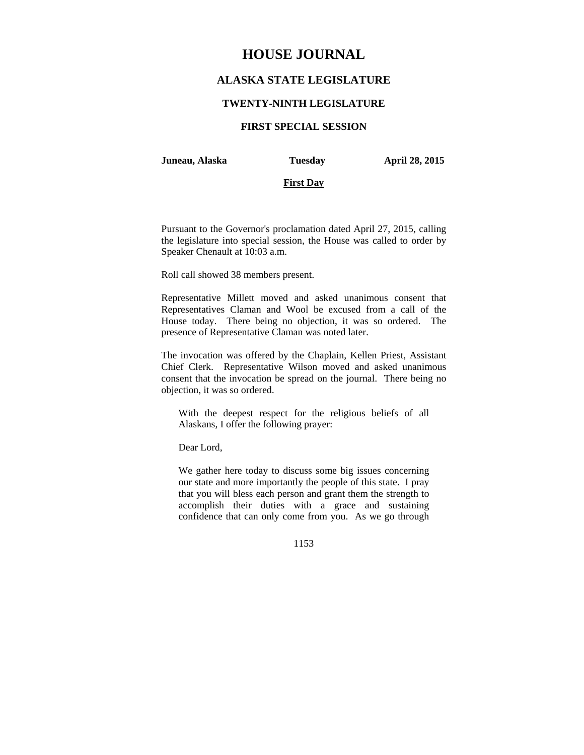# HOUSE JOURNAL

## ALASKA STATE LEGISLATURE

### TWENTY-NINTH LEGISLATURE

### FIRST SPECIAL SESSION

**Juneau, Alaska** **Tuesday** **April 28, 2015**

**First Day**

Pursuant to the Governor's proclamation dated April 27, 2015, calling the legislature into special session, the House was called to order by Speaker Chenault at 10:03 a.m.

Roll call showed 38 members present.

Representative Millett moved and asked unanimous consent that Representatives Claman and Wool be excused from a call of the House today. There being no objection, it was so ordered. The presence of Representative Claman was noted later.

The invocation was offered by the Chaplain, Kellen Priest, Assistant Chief Clerk. Representative Wilson moved and asked unanimous consent that the invocation be spread on the journal. There being no objection, it was so ordered.

> With the deepest respect for the religious beliefs of all Alaskans, I offer the following prayer:
>
> Dear Lord,
>
> We gather here today to discuss some big issues concerning our state and more importantly the people of this state. I pray that you will bless each person and grant them the strength to accomplish their duties with a grace and sustaining confidence that can only come from you. As we go through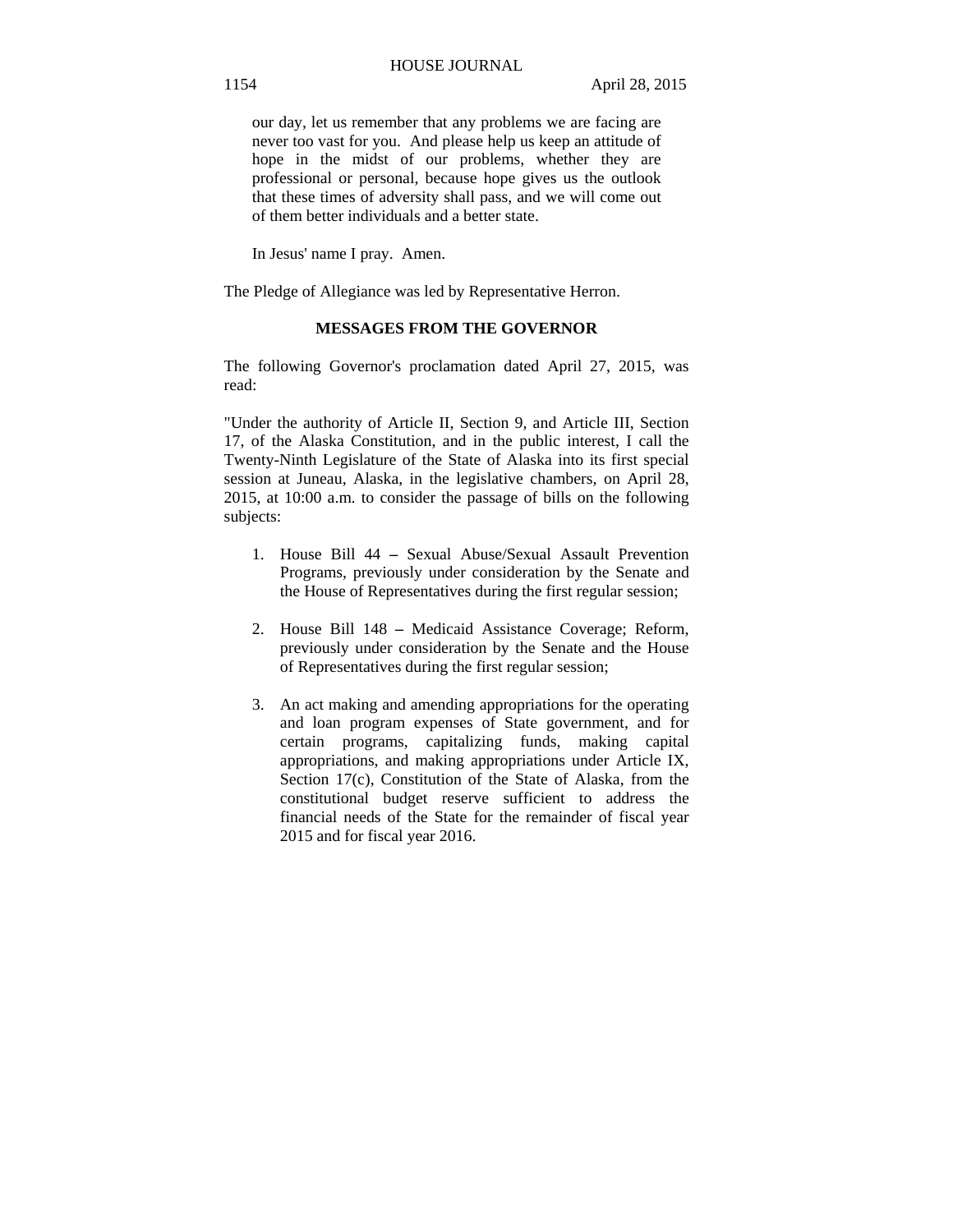our day, let us remember that any problems we are facing are never too vast for you. And please help us keep an attitude of hope in the midst of our problems, whether they are professional or personal, because hope gives us the outlook that these times of adversity shall pass, and we will come out of them better individuals and a better state.

In Jesus' name I pray. Amen.

The Pledge of Allegiance was led by Representative Herron.

## MESSAGES FROM THE GOVERNOR

The following Governor's proclamation dated April 27, 2015, was read:

"Under the authority of Article II, Section 9, and Article III, Section 17, of the Alaska Constitution, and in the public interest, I call the Twenty-Ninth Legislature of the State of Alaska into its first special session at Juneau, Alaska, in the legislative chambers, on April 28, 2015, at 10:00 a.m. to consider the passage of bills on the following subjects:

1. House Bill 44 – Sexual Abuse/Sexual Assault Prevention Programs, previously under consideration by the Senate and the House of Representatives during the first regular session;

2. House Bill 148 – Medicaid Assistance Coverage; Reform, previously under consideration by the Senate and the House of Representatives during the first regular session;

3. An act making and amending appropriations for the operating and loan program expenses of State government, and for certain programs, capitalizing funds, making capital appropriations, and making appropriations under Article IX, Section 17(c), Constitution of the State of Alaska, from the constitutional budget reserve sufficient to address the financial needs of the State for the remainder of fiscal year 2015 and for fiscal year 2016.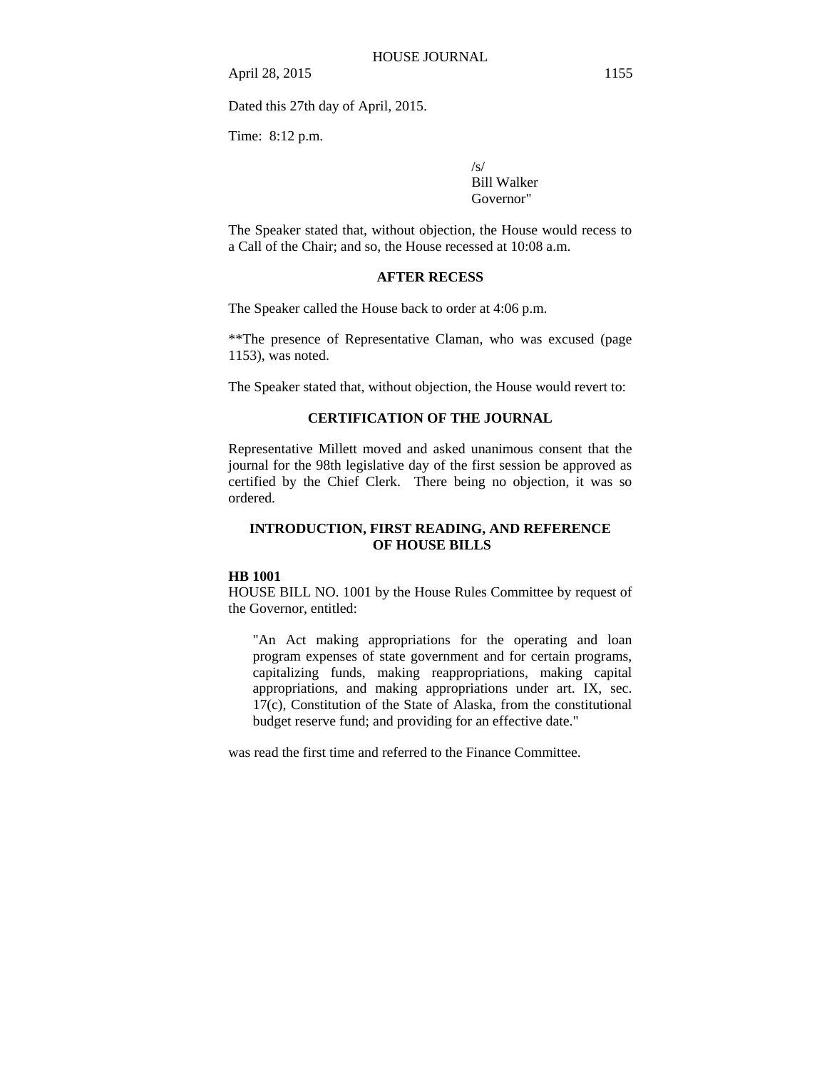Dated this 27th day of April, 2015.

Time: 8:12 p.m.

/s/
Bill Walker
Governor"

The Speaker stated that, without objection, the House would recess to a Call of the Chair; and so, the House recessed at 10:08 a.m.

## AFTER RECESS

The Speaker called the House back to order at 4:06 p.m.

**The presence of Representative Claman, who was excused (page 1153), was noted.

The Speaker stated that, without objection, the House would revert to:

## CERTIFICATION OF THE JOURNAL

Representative Millett moved and asked unanimous consent that the journal for the 98th legislative day of the first session be approved as certified by the Chief Clerk. There being no objection, it was so ordered.

## INTRODUCTION, FIRST READING, AND REFERENCE OF HOUSE BILLS

**HB 1001**

HOUSE BILL NO. 1001 by the House Rules Committee by request of the Governor, entitled:

> "An Act making appropriations for the operating and loan program expenses of state government and for certain programs, capitalizing funds, making reappropriations, making capital appropriations, and making appropriations under art. IX, sec. 17(c), Constitution of the State of Alaska, from the constitutional budget reserve fund; and providing for an effective date."

was read the first time and referred to the Finance Committee.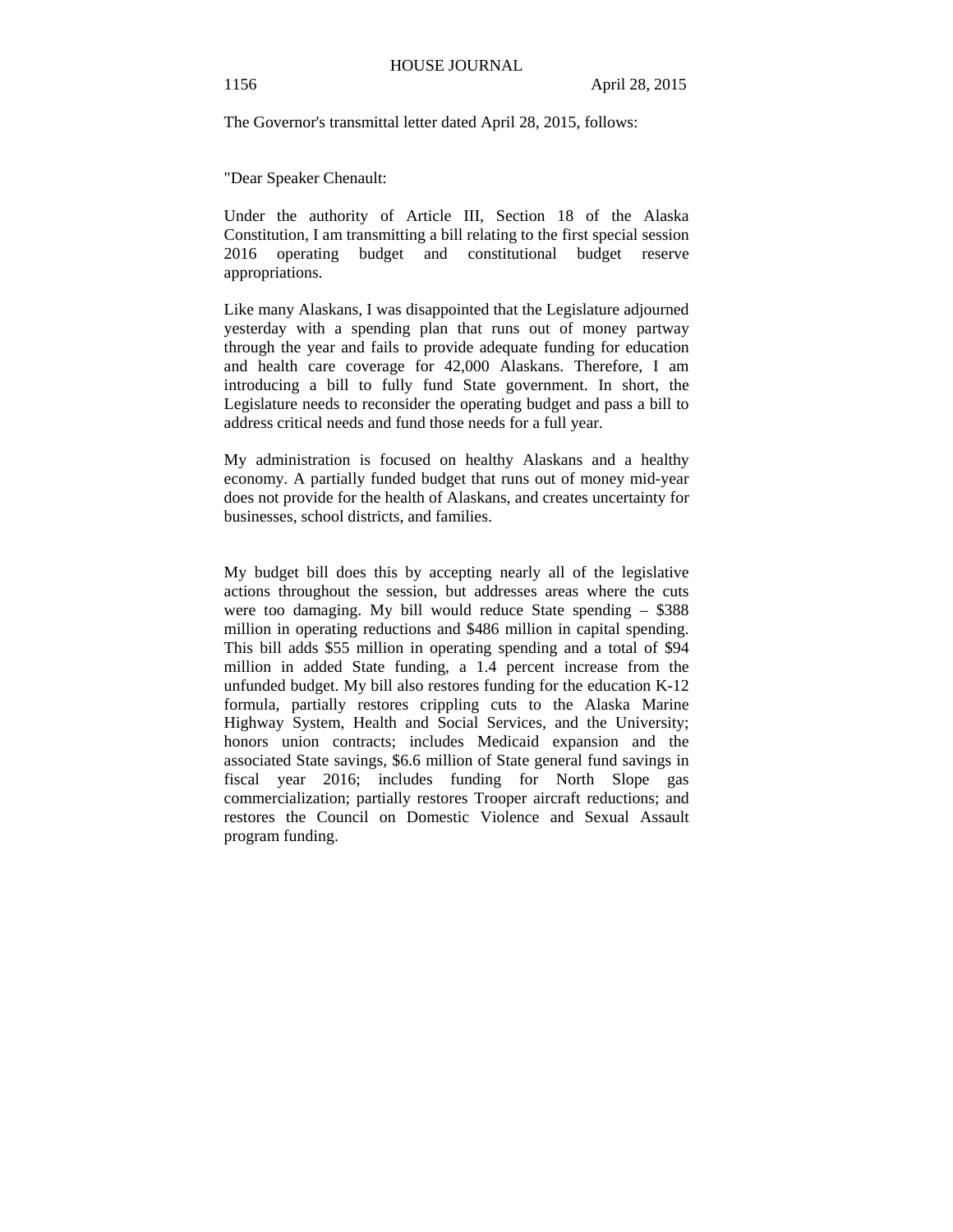The Governor's transmittal letter dated April 28, 2015, follows:

"Dear Speaker Chenault:

Under the authority of Article III, Section 18 of the Alaska Constitution, I am transmitting a bill relating to the first special session 2016 operating budget and constitutional budget reserve appropriations.

Like many Alaskans, I was disappointed that the Legislature adjourned yesterday with a spending plan that runs out of money partway through the year and fails to provide adequate funding for education and health care coverage for 42,000 Alaskans. Therefore, I am introducing a bill to fully fund State government. In short, the Legislature needs to reconsider the operating budget and pass a bill to address critical needs and fund those needs for a full year.

My administration is focused on healthy Alaskans and a healthy economy. A partially funded budget that runs out of money mid-year does not provide for the health of Alaskans, and creates uncertainty for businesses, school districts, and families.

My budget bill does this by accepting nearly all of the legislative actions throughout the session, but addresses areas where the cuts were too damaging. My bill would reduce State spending – $388 million in operating reductions and $486 million in capital spending. This bill adds $55 million in operating spending and a total of $94 million in added State funding, a 1.4 percent increase from the unfunded budget. My bill also restores funding for the education K-12 formula, partially restores crippling cuts to the Alaska Marine Highway System, Health and Social Services, and the University; honors union contracts; includes Medicaid expansion and the associated State savings, $6.6 million of State general fund savings in fiscal year 2016; includes funding for North Slope gas commercialization; partially restores Trooper aircraft reductions; and restores the Council on Domestic Violence and Sexual Assault program funding.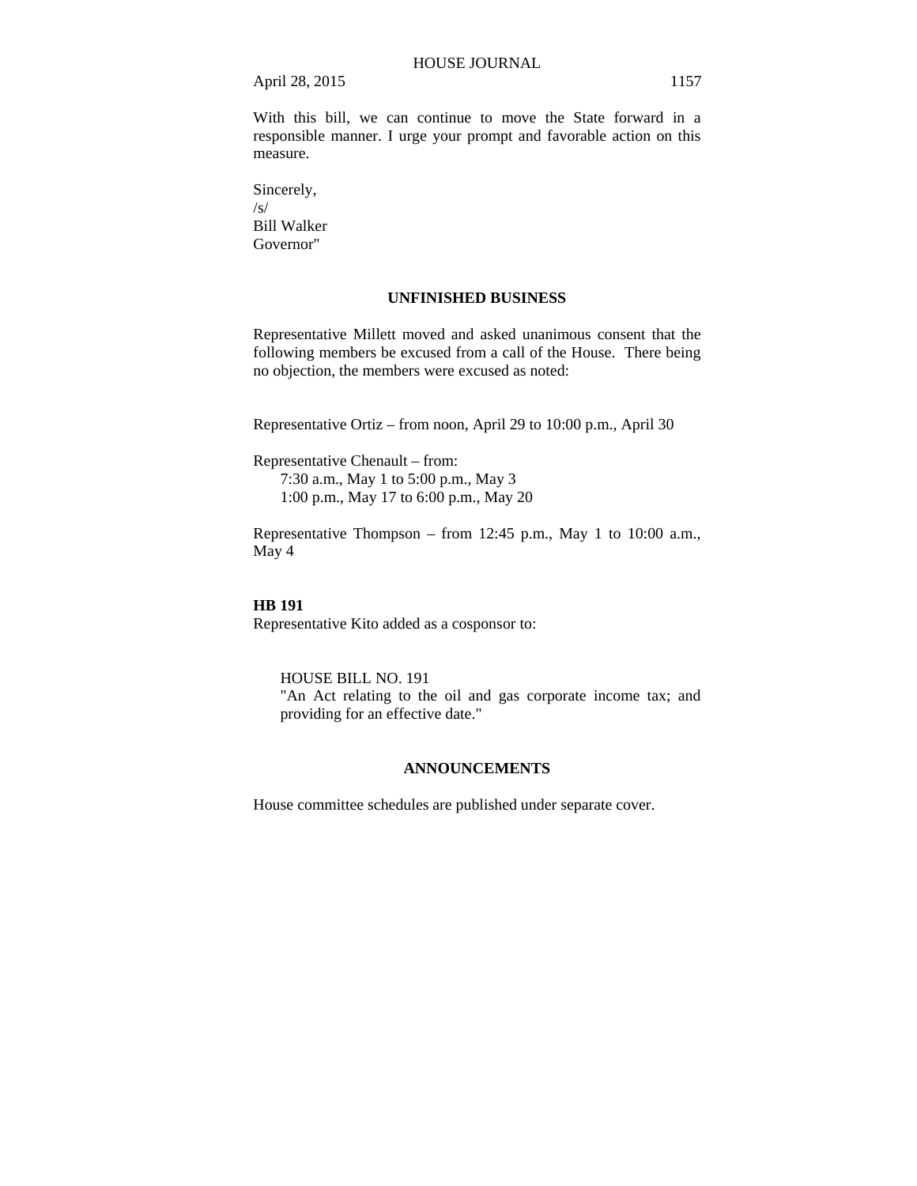With this bill, we can continue to move the State forward in a responsible manner. I urge your prompt and favorable action on this measure.

Sincerely,
/s/
Bill Walker
Governor"

## UNFINISHED BUSINESS

Representative Millett moved and asked unanimous consent that the following members be excused from a call of the House. There being no objection, the members were excused as noted:

Representative Ortiz – from noon, April 29 to 10:00 p.m., April 30

Representative Chenault – from:
7:30 a.m., May 1 to 5:00 p.m., May 3
1:00 p.m., May 17 to 6:00 p.m., May 20

Representative Thompson – from 12:45 p.m., May 1 to 10:00 a.m., May 4

**HB 191**
Representative Kito added as a cosponsor to:

HOUSE BILL NO. 191
"An Act relating to the oil and gas corporate income tax; and providing for an effective date."

## ANNOUNCEMENTS

House committee schedules are published under separate cover.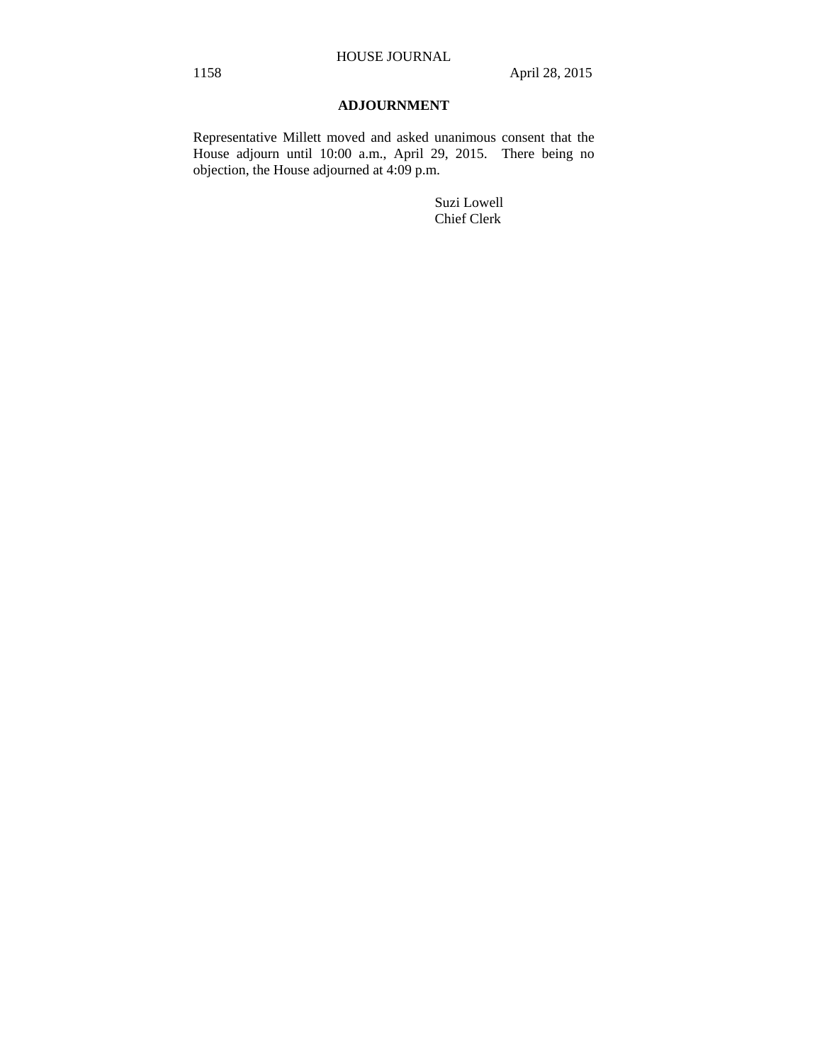## ADJOURNMENT

Representative Millett moved and asked unanimous consent that the House adjourn until 10:00 a.m., April 29, 2015. There being no objection, the House adjourned at 4:09 p.m.

Suzi Lowell
Chief Clerk